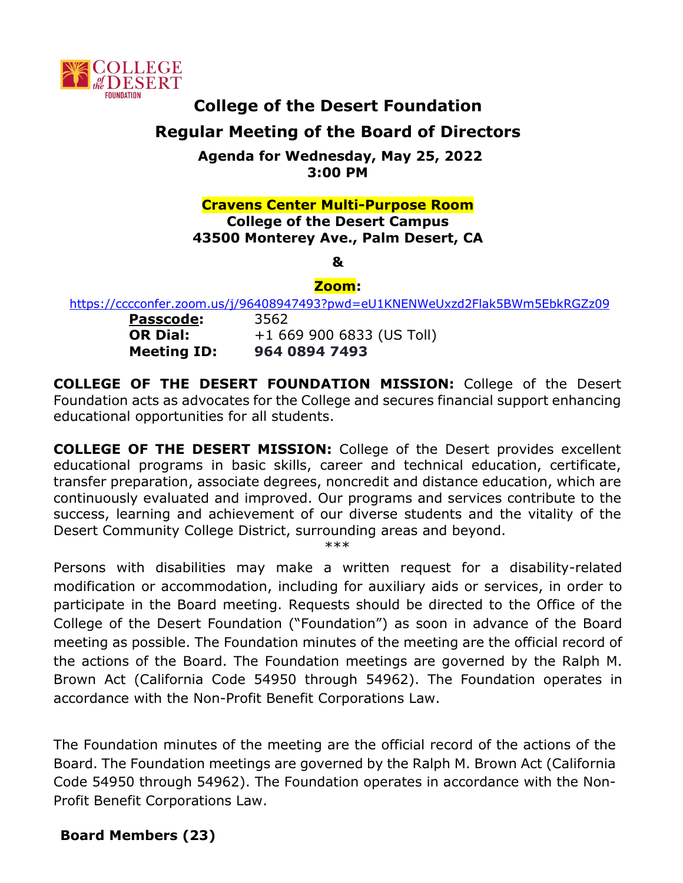# College of the Desert Foundation

## Regular Meeting of the Board of Directors

**Agenda for Wednesday, May 25, 2022**
**3:00 PM**

**Cravens Center Multi-Purpose Room**
**College of the Desert Campus**
**43500 Monterey Ave., Palm Desert, CA**

**&**

**Zoom:**

https://cccconfer.zoom.us/j/96408947493?pwd=eU1KNENWeUxzd2Flak5BWm5EbkRGZz09

| | |
|---|---|
| **Passcode:** | 3562 |
| **OR Dial:** | +1 669 900 6833 (US Toll) |
| **Meeting ID:** | **964 0894 7493** |

**COLLEGE OF THE DESERT FOUNDATION MISSION:** College of the Desert Foundation acts as advocates for the College and secures financial support enhancing educational opportunities for all students.

**COLLEGE OF THE DESERT MISSION:** College of the Desert provides excellent educational programs in basic skills, career and technical education, certificate, transfer preparation, associate degrees, noncredit and distance education, which are continuously evaluated and improved. Our programs and services contribute to the success, learning and achievement of our diverse students and the vitality of the Desert Community College District, surrounding areas and beyond.

***

Persons with disabilities may make a written request for a disability-related modification or accommodation, including for auxiliary aids or services, in order to participate in the Board meeting. Requests should be directed to the Office of the College of the Desert Foundation ("Foundation") as soon in advance of the Board meeting as possible. The Foundation minutes of the meeting are the official record of the actions of the Board. The Foundation meetings are governed by the Ralph M. Brown Act (California Code 54950 through 54962). The Foundation operates in accordance with the Non-Profit Benefit Corporations Law.

The Foundation minutes of the meeting are the official record of the actions of the Board. The Foundation meetings are governed by the Ralph M. Brown Act (California Code 54950 through 54962). The Foundation operates in accordance with the Non-Profit Benefit Corporations Law.

**Board Members (23)**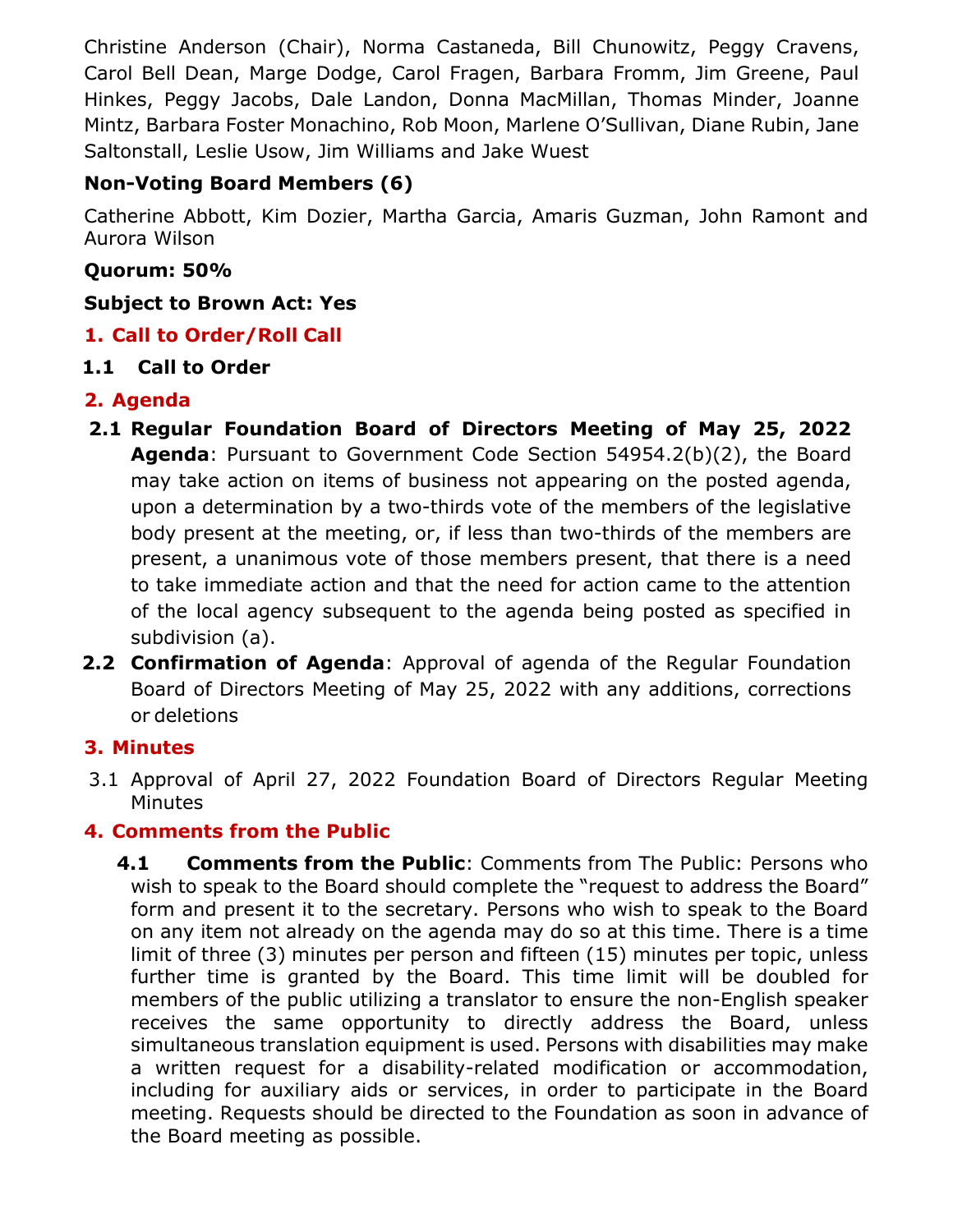Christine Anderson (Chair), Norma Castaneda, Bill Chunowitz, Peggy Cravens, Carol Bell Dean, Marge Dodge, Carol Fragen, Barbara Fromm, Jim Greene, Paul Hinkes, Peggy Jacobs, Dale Landon, Donna MacMillan, Thomas Minder, Joanne Mintz, Barbara Foster Monachino, Rob Moon, Marlene O'Sullivan, Diane Rubin, Jane Saltonstall, Leslie Usow, Jim Williams and Jake Wuest

**Non-Voting Board Members (6)**

Catherine Abbott, Kim Dozier, Martha Garcia, Amaris Guzman, John Ramont and Aurora Wilson

**Quorum: 50%**

**Subject to Brown Act: Yes**

## 1. Call to Order/Roll Call

**1.1 Call to Order**

## 2. Agenda

**2.1 Regular Foundation Board of Directors Meeting of May 25, 2022 Agenda**: Pursuant to Government Code Section 54954.2(b)(2), the Board may take action on items of business not appearing on the posted agenda, upon a determination by a two-thirds vote of the members of the legislative body present at the meeting, or, if less than two-thirds of the members are present, a unanimous vote of those members present, that there is a need to take immediate action and that the need for action came to the attention of the local agency subsequent to the agenda being posted as specified in subdivision (a).

**2.2 Confirmation of Agenda**: Approval of agenda of the Regular Foundation Board of Directors Meeting of May 25, 2022 with any additions, corrections or deletions

## 3. Minutes

3.1 Approval of April 27, 2022 Foundation Board of Directors Regular Meeting Minutes

## 4. Comments from the Public

**4.1 Comments from the Public**: Comments from The Public: Persons who wish to speak to the Board should complete the "request to address the Board" form and present it to the secretary. Persons who wish to speak to the Board on any item not already on the agenda may do so at this time. There is a time limit of three (3) minutes per person and fifteen (15) minutes per topic, unless further time is granted by the Board. This time limit will be doubled for members of the public utilizing a translator to ensure the non-English speaker receives the same opportunity to directly address the Board, unless simultaneous translation equipment is used. Persons with disabilities may make a written request for a disability-related modification or accommodation, including for auxiliary aids or services, in order to participate in the Board meeting. Requests should be directed to the Foundation as soon in advance of the Board meeting as possible.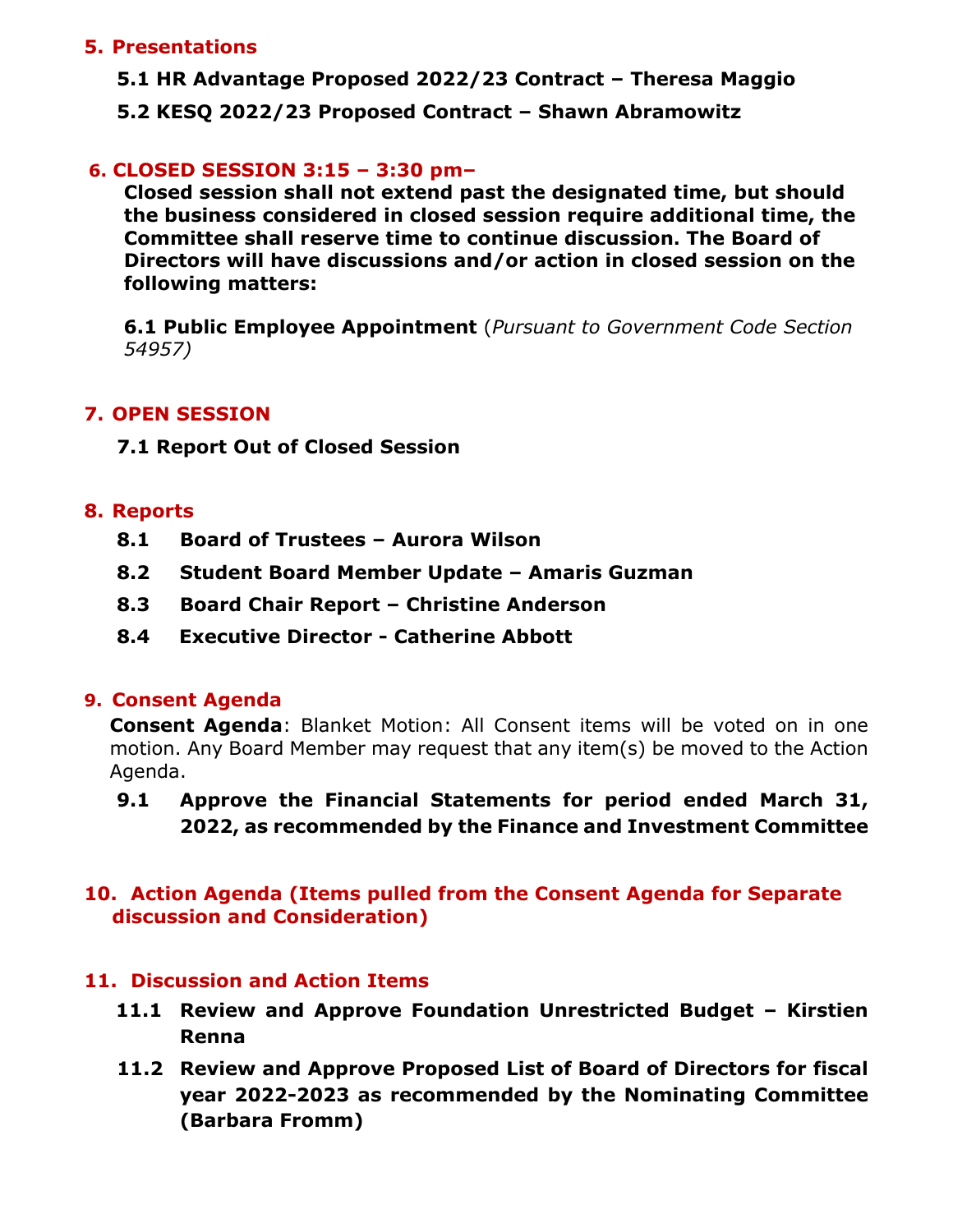## 5. Presentations

**5.1 HR Advantage Proposed 2022/23 Contract – Theresa Maggio**

**5.2 KESQ 2022/23 Proposed Contract – Shawn Abramowitz**

## 6. CLOSED SESSION 3:15 – 3:30 pm–

**Closed session shall not extend past the designated time, but should the business considered in closed session require additional time, the Committee shall reserve time to continue discussion. The Board of Directors will have discussions and/or action in closed session on the following matters:**

**6.1 Public Employee Appointment** (*Pursuant to Government Code Section 54957)*

## 7. OPEN SESSION

**7.1 Report Out of Closed Session**

## 8. Reports

**8.1 Board of Trustees – Aurora Wilson**

**8.2 Student Board Member Update – Amaris Guzman**

**8.3 Board Chair Report – Christine Anderson**

**8.4 Executive Director - Catherine Abbott**

## 9. Consent Agenda

**Consent Agenda**: Blanket Motion: All Consent items will be voted on in one motion. Any Board Member may request that any item(s) be moved to the Action Agenda.

**9.1 Approve the Financial Statements for period ended March 31, 2022, as recommended by the Finance and Investment Committee**

## 10. Action Agenda (Items pulled from the Consent Agenda for Separate discussion and Consideration)

## 11. Discussion and Action Items

**11.1 Review and Approve Foundation Unrestricted Budget – Kirstien Renna**

**11.2 Review and Approve Proposed List of Board of Directors for fiscal year 2022-2023 as recommended by the Nominating Committee (Barbara Fromm)**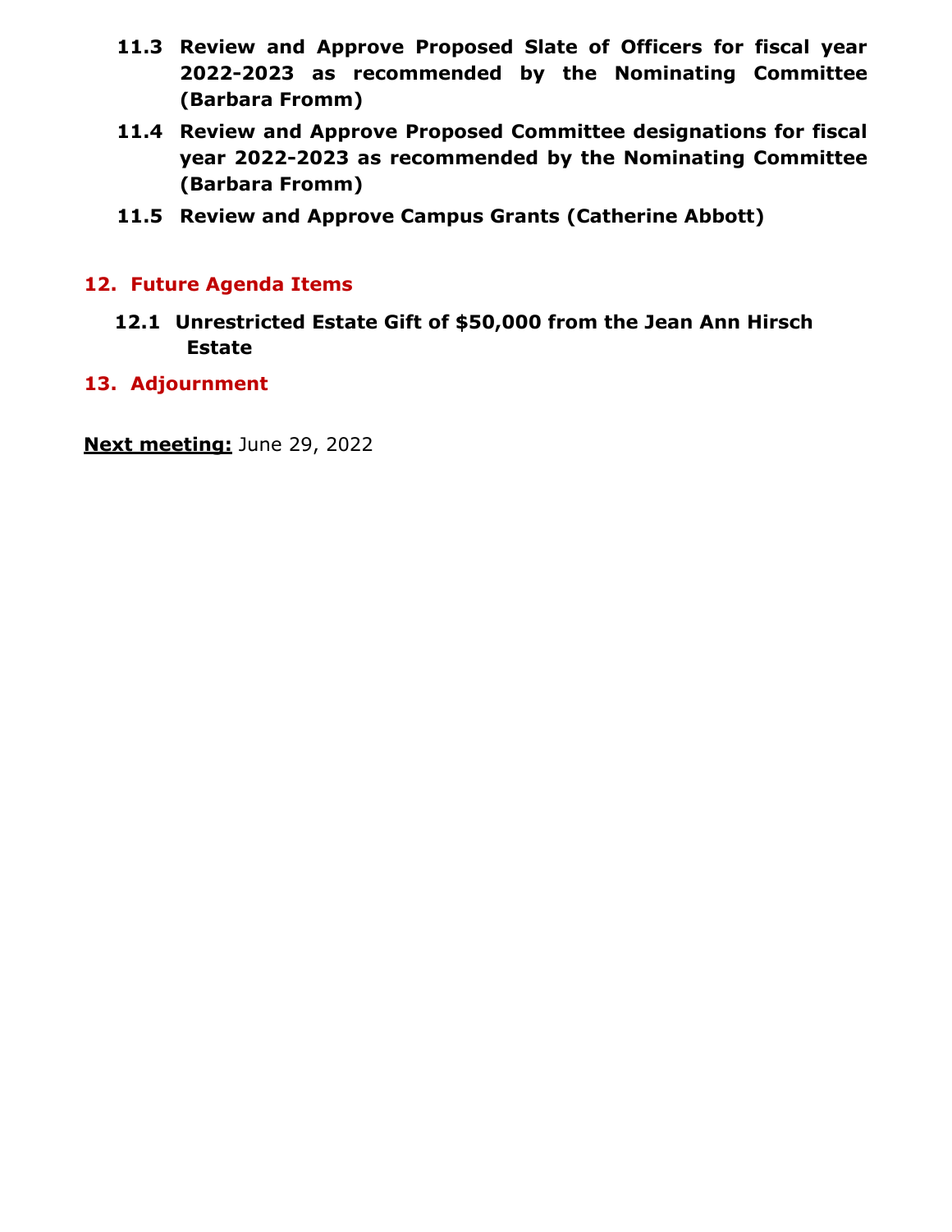**11.3 Review and Approve Proposed Slate of Officers for fiscal year 2022-2023 as recommended by the Nominating Committee (Barbara Fromm)**

**11.4 Review and Approve Proposed Committee designations for fiscal year 2022-2023 as recommended by the Nominating Committee (Barbara Fromm)**

**11.5 Review and Approve Campus Grants (Catherine Abbott)**

## 12. Future Agenda Items

**12.1 Unrestricted Estate Gift of $50,000 from the Jean Ann Hirsch Estate**

## 13. Adjournment

**Next meeting:** June 29, 2022